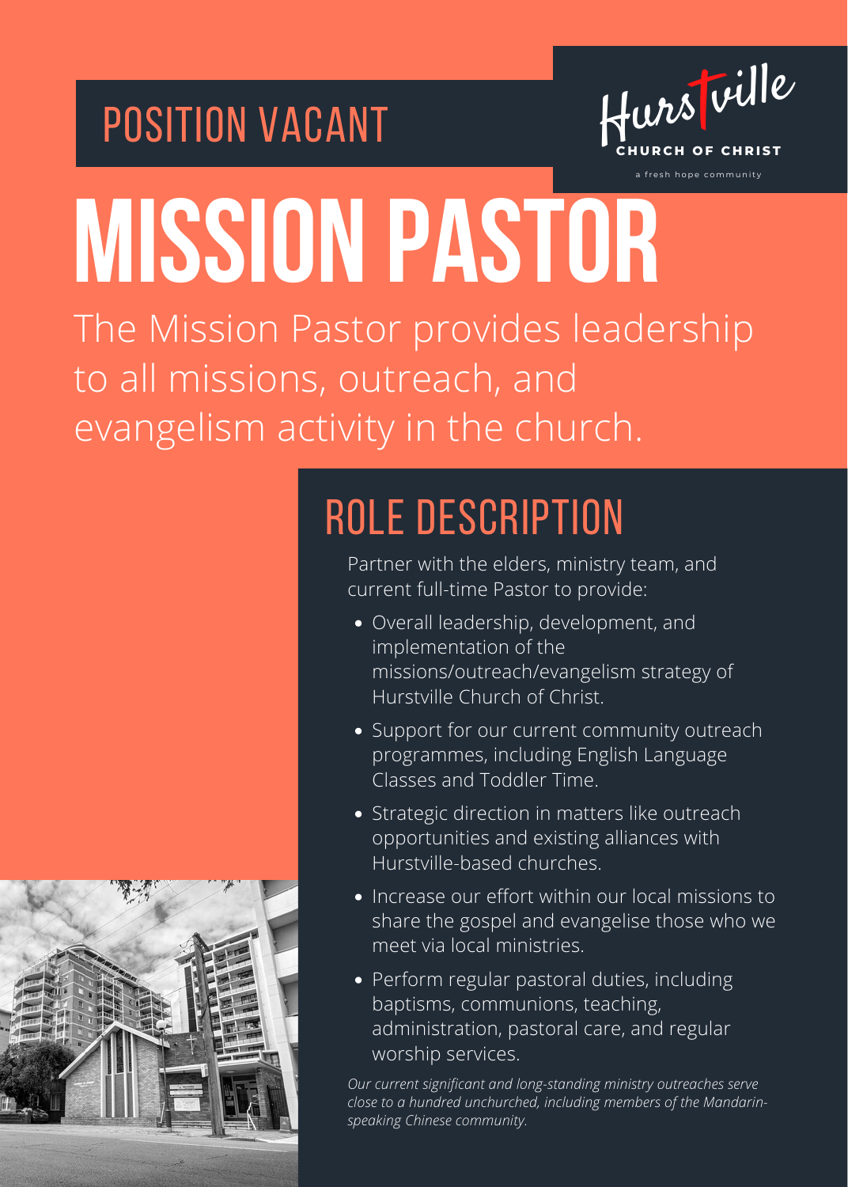POSITION VACANT

Hurstville
CHURCH OF CHRIST
a fresh hope community

# MISSION PASTOR

The Mission Pastor provides leadership to all missions, outreach, and evangelism activity in the church.

## ROLE DESCRIPTION

Partner with the elders, ministry team, and current full-time Pastor to provide:

- Overall leadership, development, and implementation of the missions/outreach/evangelism strategy of Hurstville Church of Christ.
- Support for our current community outreach programmes, including English Language Classes and Toddler Time.
- Strategic direction in matters like outreach opportunities and existing alliances with Hurstville-based churches.
- Increase our effort within our local missions to share the gospel and evangelise those who we meet via local ministries.
- Perform regular pastoral duties, including baptisms, communions, teaching, administration, pastoral care, and regular worship services.

*Our current significant and long-standing ministry outreaches serve close to a hundred unchurched, including members of the Mandarin-speaking Chinese community.*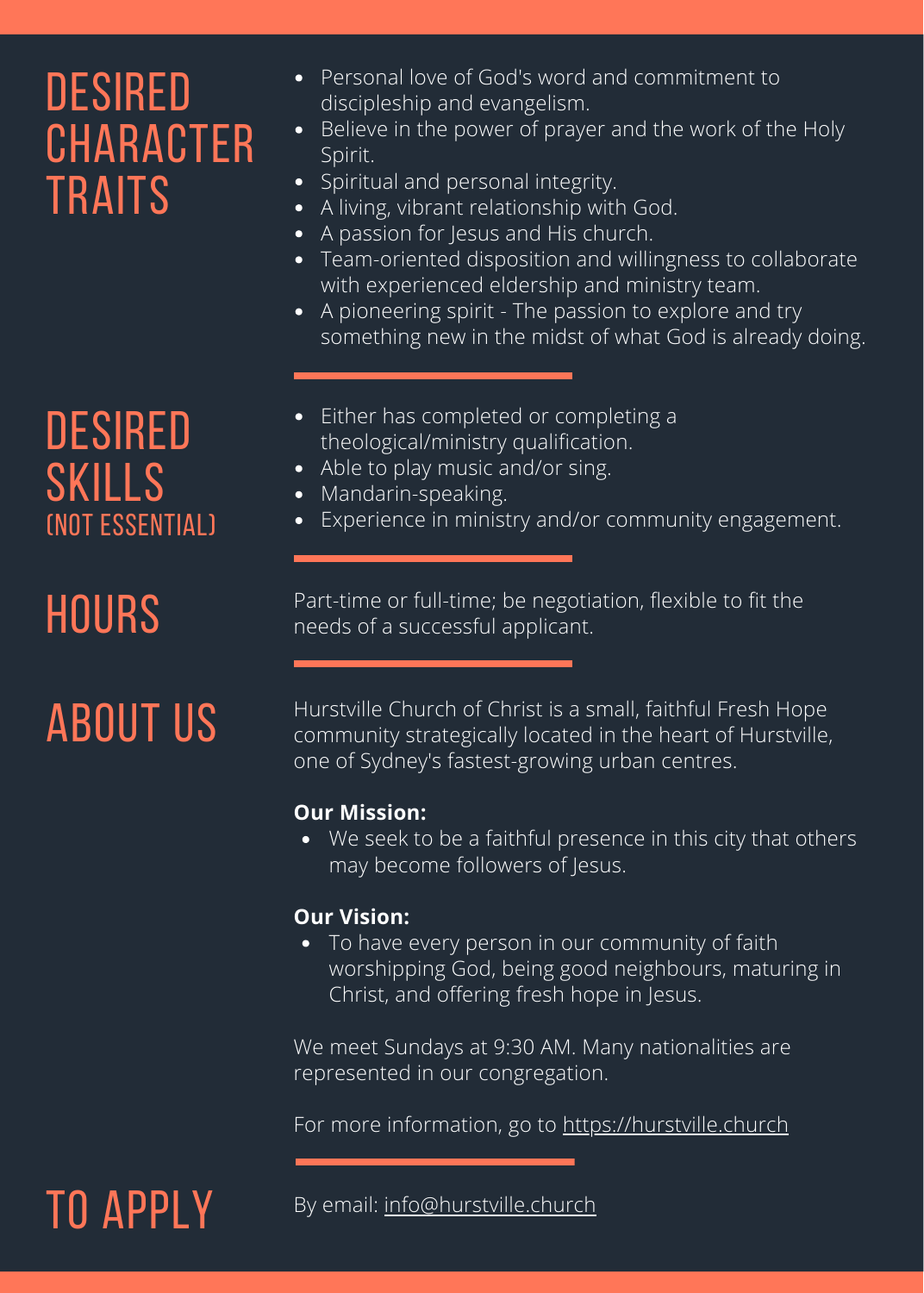## DESIRED CHARACTER TRAITS

- Personal love of God's word and commitment to discipleship and evangelism.
- Believe in the power of prayer and the work of the Holy Spirit.
- Spiritual and personal integrity.
- A living, vibrant relationship with God.
- A passion for Jesus and His church.
- Team-oriented disposition and willingness to collaborate with experienced eldership and ministry team.
- A pioneering spirit - The passion to explore and try something new in the midst of what God is already doing.

## DESIRED SKILLS (NOT ESSENTIAL)

- Either has completed or completing a theological/ministry qualification.
- Able to play music and/or sing.
- Mandarin-speaking.
- Experience in ministry and/or community engagement.

## HOURS

Part-time or full-time; be negotiation, flexible to fit the needs of a successful applicant.

## ABOUT US

Hurstville Church of Christ is a small, faithful Fresh Hope community strategically located in the heart of Hurstville, one of Sydney's fastest-growing urban centres.

**Our Mission:**

- We seek to be a faithful presence in this city that others may become followers of Jesus.

**Our Vision:**

- To have every person in our community of faith worshipping God, being good neighbours, maturing in Christ, and offering fresh hope in Jesus.

We meet Sundays at 9:30 AM. Many nationalities are represented in our congregation.

For more information, go to https://hurstville.church

## TO APPLY

By email: info@hurstville.church